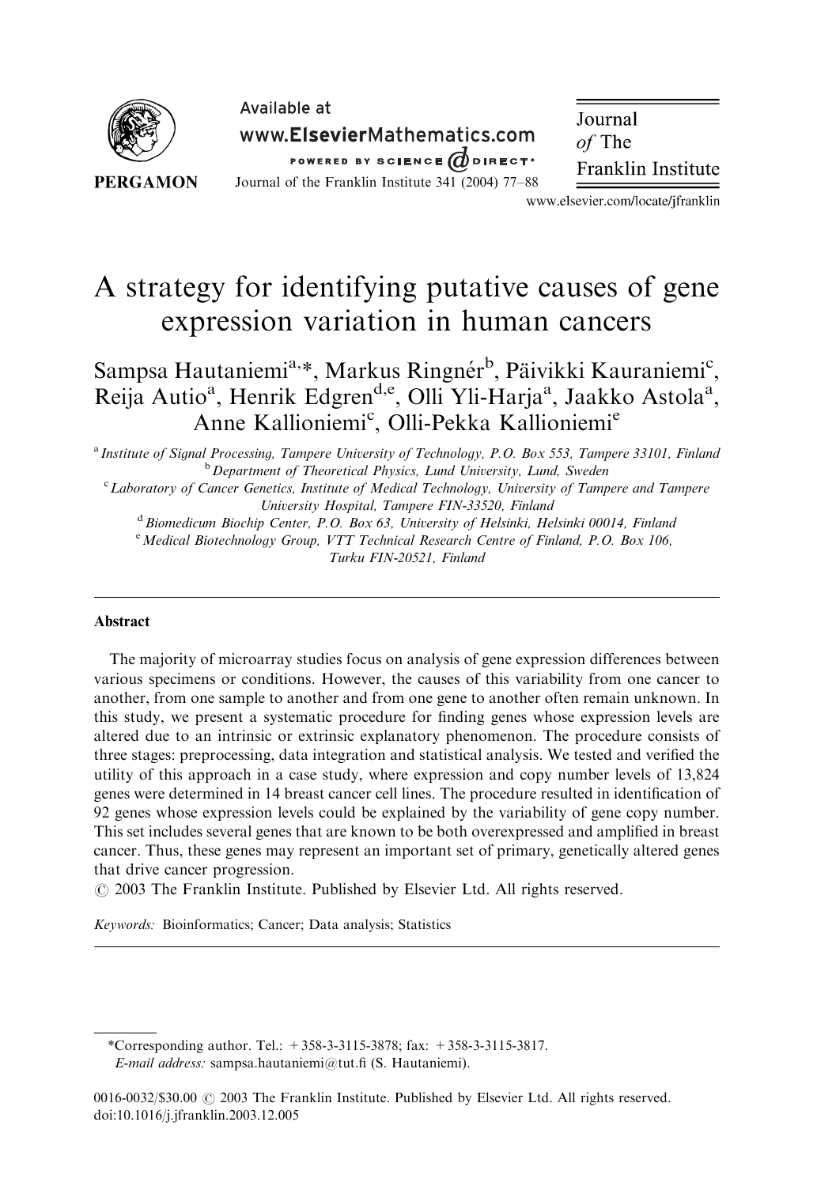# A strategy for identifying putative causes of gene expression variation in human cancers

Sampsa Hautaniemi[a,*], Markus Ringnér[b], Päivikki Kauraniemi[c], Reija Autio[a], Henrik Edgren[d,e], Olli Yli-Harja[a], Jaakko Astola[a], Anne Kallioniemi[c], Olli-Pekka Kallioniemi[e]

[a] *Institute of Signal Processing, Tampere University of Technology, P.O. Box 553, Tampere 33101, Finland*

[b] *Department of Theoretical Physics, Lund University, Lund, Sweden*

[c] *Laboratory of Cancer Genetics, Institute of Medical Technology, University of Tampere and Tampere University Hospital, Tampere FIN-33520, Finland*

[d] *Biomedicum Biochip Center, P.O. Box 63, University of Helsinki, Helsinki 00014, Finland*

[e] *Medical Biotechnology Group, VTT Technical Research Centre of Finland, P.O. Box 106, Turku FIN-20521, Finland*

## Abstract

The majority of microarray studies focus on analysis of gene expression differences between various specimens or conditions. However, the causes of this variability from one cancer to another, from one sample to another and from one gene to another often remain unknown. In this study, we present a systematic procedure for finding genes whose expression levels are altered due to an intrinsic or extrinsic explanatory phenomenon. The procedure consists of three stages: preprocessing, data integration and statistical analysis. We tested and verified the utility of this approach in a case study, where expression and copy number levels of 13,824 genes were determined in 14 breast cancer cell lines. The procedure resulted in identification of 92 genes whose expression levels could be explained by the variability of gene copy number. This set includes several genes that are known to be both overexpressed and amplified in breast cancer. Thus, these genes may represent an important set of primary, genetically altered genes that drive cancer progression.

© 2003 The Franklin Institute. Published by Elsevier Ltd. All rights reserved.

*Keywords:* Bioinformatics; Cancer; Data analysis; Statistics

*Corresponding author. Tel.: +358-3-3115-3878; fax: +358-3-3115-3817.
*E-mail address:* sampsa.hautaniemi@tut.fi (S. Hautaniemi).

0016-0032/$30.00 © 2003 The Franklin Institute. Published by Elsevier Ltd. All rights reserved.
doi:10.1016/j.jfranklin.2003.12.005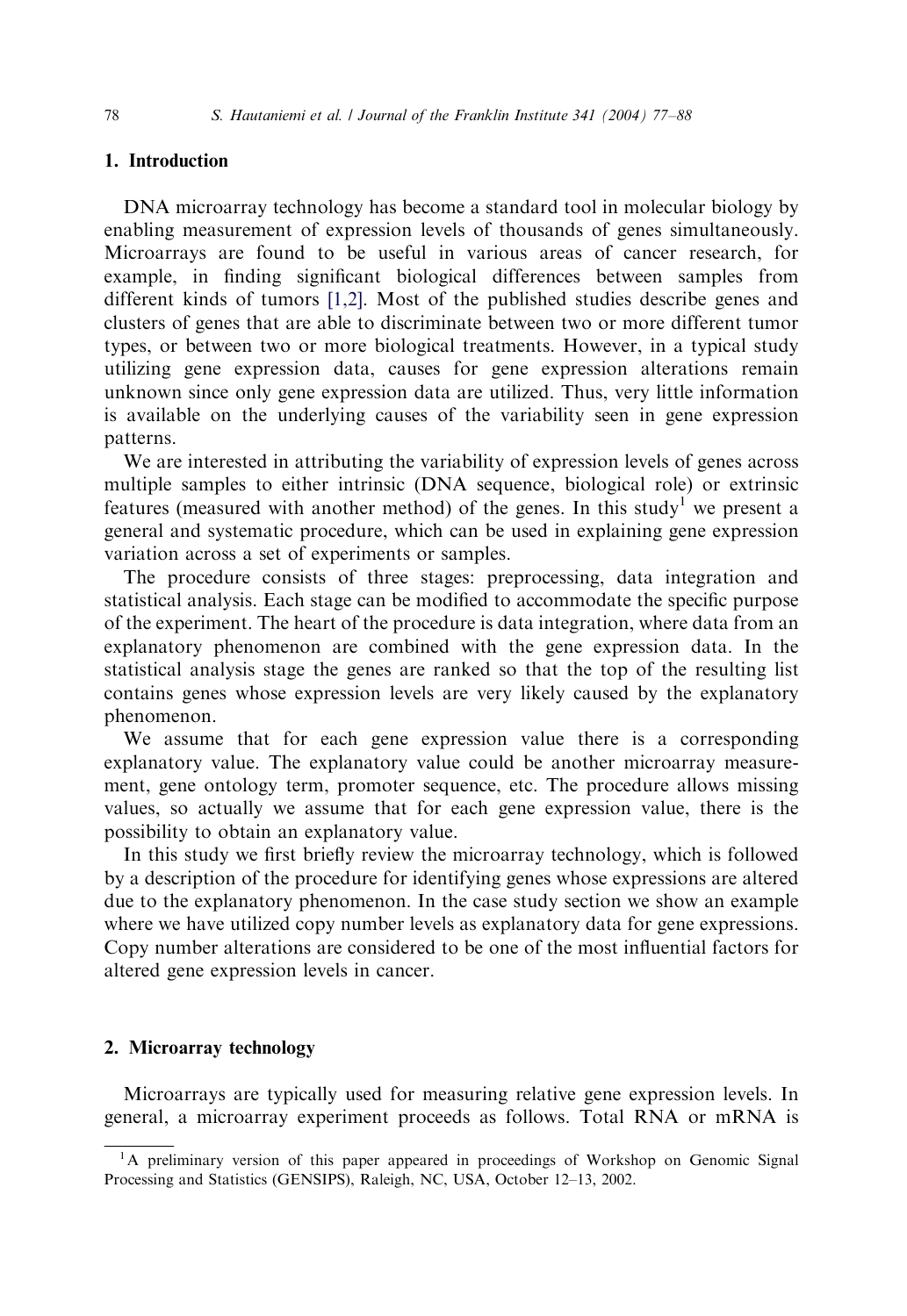## 1. Introduction

DNA microarray technology has become a standard tool in molecular biology by enabling measurement of expression levels of thousands of genes simultaneously. Microarrays are found to be useful in various areas of cancer research, for example, in finding significant biological differences between samples from different kinds of tumors [1,2]. Most of the published studies describe genes and clusters of genes that are able to discriminate between two or more different tumor types, or between two or more biological treatments. However, in a typical study utilizing gene expression data, causes for gene expression alterations remain unknown since only gene expression data are utilized. Thus, very little information is available on the underlying causes of the variability seen in gene expression patterns.

We are interested in attributing the variability of expression levels of genes across multiple samples to either intrinsic (DNA sequence, biological role) or extrinsic features (measured with another method) of the genes. In this study[1] we present a general and systematic procedure, which can be used in explaining gene expression variation across a set of experiments or samples.

The procedure consists of three stages: preprocessing, data integration and statistical analysis. Each stage can be modified to accommodate the specific purpose of the experiment. The heart of the procedure is data integration, where data from an explanatory phenomenon are combined with the gene expression data. In the statistical analysis stage the genes are ranked so that the top of the resulting list contains genes whose expression levels are very likely caused by the explanatory phenomenon.

We assume that for each gene expression value there is a corresponding explanatory value. The explanatory value could be another microarray measurement, gene ontology term, promoter sequence, etc. The procedure allows missing values, so actually we assume that for each gene expression value, there is the possibility to obtain an explanatory value.

In this study we first briefly review the microarray technology, which is followed by a description of the procedure for identifying genes whose expressions are altered due to the explanatory phenomenon. In the case study section we show an example where we have utilized copy number levels as explanatory data for gene expressions. Copy number alterations are considered to be one of the most influential factors for altered gene expression levels in cancer.

## 2. Microarray technology

Microarrays are typically used for measuring relative gene expression levels. In general, a microarray experiment proceeds as follows. Total RNA or mRNA is

[1] A preliminary version of this paper appeared in proceedings of Workshop on Genomic Signal Processing and Statistics (GENSIPS), Raleigh, NC, USA, October 12–13, 2002.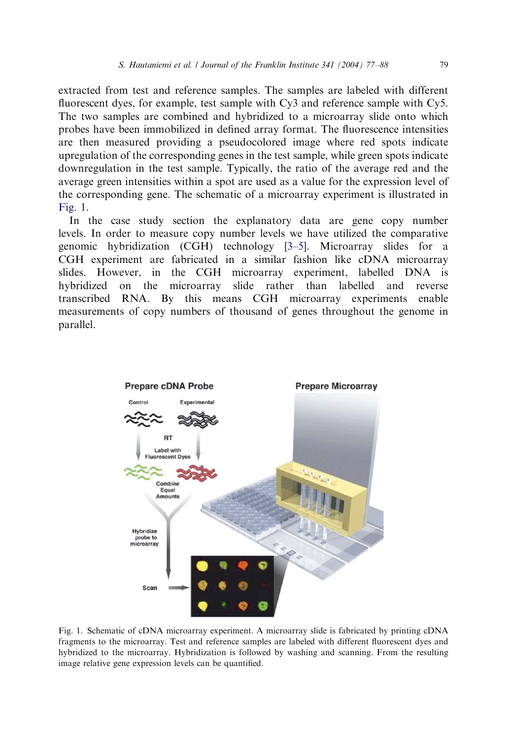extracted from test and reference samples. The samples are labeled with different fluorescent dyes, for example, test sample with Cy3 and reference sample with Cy5. The two samples are combined and hybridized to a microarray slide onto which probes have been immobilized in defined array format. The fluorescence intensities are then measured providing a pseudocolored image where red spots indicate upregulation of the corresponding genes in the test sample, while green spots indicate downregulation in the test sample. Typically, the ratio of the average red and the average green intensities within a spot are used as a value for the expression level of the corresponding gene. The schematic of a microarray experiment is illustrated in Fig. 1.

In the case study section the explanatory data are gene copy number levels. In order to measure copy number levels we have utilized the comparative genomic hybridization (CGH) technology [3–5]. Microarray slides for a CGH experiment are fabricated in a similar fashion like cDNA microarray slides. However, in the CGH microarray experiment, labelled DNA is hybridized on the microarray slide rather than labelled and reverse transcribed RNA. By this means CGH microarray experiments enable measurements of copy numbers of thousand of genes throughout the genome in parallel.

Fig. 1. Schematic of cDNA microarray experiment. A microarray slide is fabricated by printing cDNA fragments to the microarray. Test and reference samples are labeled with different fluorescent dyes and hybridized to the microarray. Hybridization is followed by washing and scanning. From the resulting image relative gene expression levels can be quantified.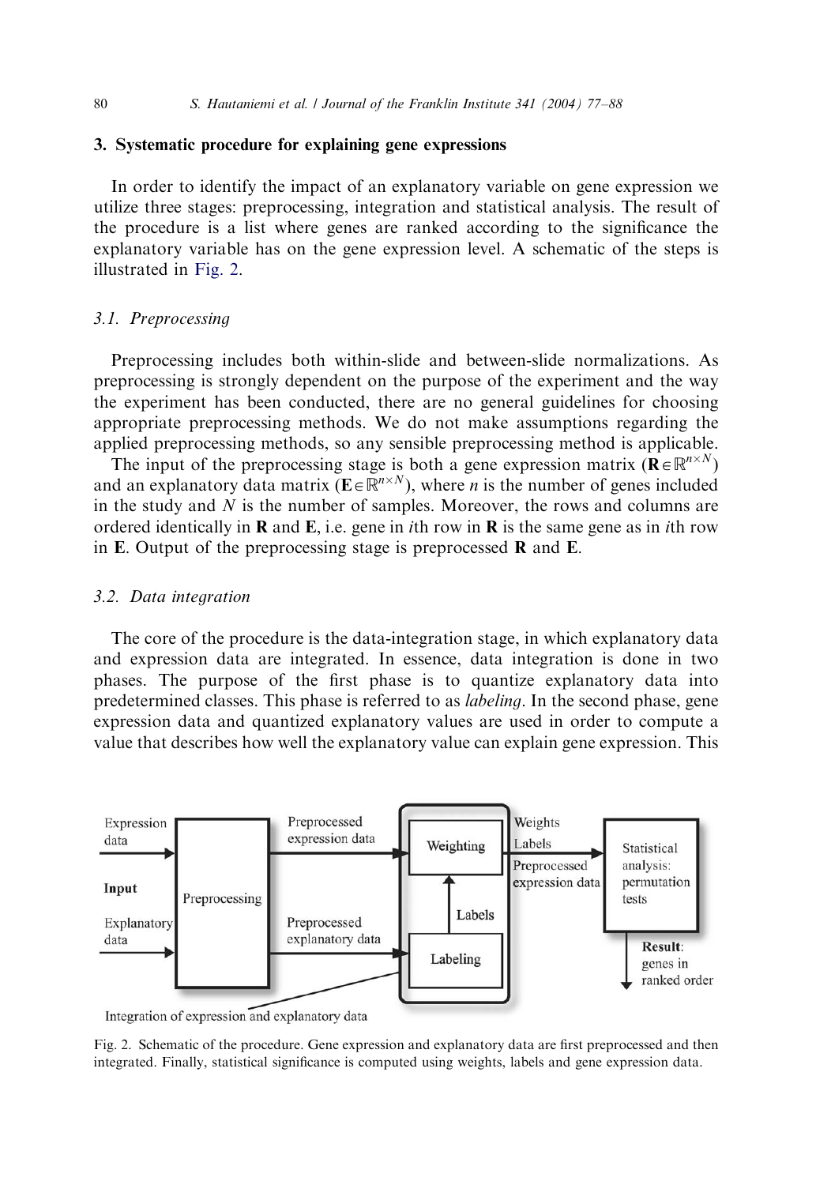## 3. Systematic procedure for explaining gene expressions

In order to identify the impact of an explanatory variable on gene expression we utilize three stages: preprocessing, integration and statistical analysis. The result of the procedure is a list where genes are ranked according to the significance the explanatory variable has on the gene expression level. A schematic of the steps is illustrated in Fig. 2.

### 3.1. Preprocessing

Preprocessing includes both within-slide and between-slide normalizations. As preprocessing is strongly dependent on the purpose of the experiment and the way the experiment has been conducted, there are no general guidelines for choosing appropriate preprocessing methods. We do not make assumptions regarding the applied preprocessing methods, so any sensible preprocessing method is applicable.

The input of the preprocessing stage is both a gene expression matrix ($\mathbf{R} \in \mathbb{R}^{n \times N}$) and an explanatory data matrix ($\mathbf{E} \in \mathbb{R}^{n \times N}$), where $n$ is the number of genes included in the study and $N$ is the number of samples. Moreover, the rows and columns are ordered identically in $\mathbf{R}$ and $\mathbf{E}$, i.e. gene in $i$th row in $\mathbf{R}$ is the same gene as in $i$th row in $\mathbf{E}$. Output of the preprocessing stage is preprocessed $\mathbf{R}$ and $\mathbf{E}$.

### 3.2. Data integration

The core of the procedure is the data-integration stage, in which explanatory data and expression data are integrated. In essence, data integration is done in two phases. The purpose of the first phase is to quantize explanatory data into predetermined classes. This phase is referred to as *labeling*. In the second phase, gene expression data and quantized explanatory values are used in order to compute a value that describes how well the explanatory value can explain gene expression. This

Fig. 2. Schematic of the procedure. Gene expression and explanatory data are first preprocessed and then integrated. Finally, statistical significance is computed using weights, labels and gene expression data.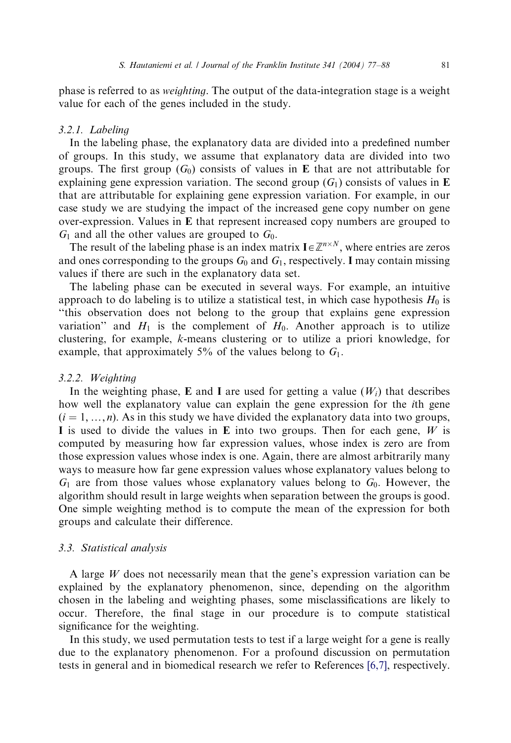phase is referred to as *weighting*. The output of the data-integration stage is a weight value for each of the genes included in the study.

### 3.2.1. Labeling

In the labeling phase, the explanatory data are divided into a predefined number of groups. In this study, we assume that explanatory data are divided into two groups. The first group ($G_0$) consists of values in **E** that are not attributable for explaining gene expression variation. The second group ($G_1$) consists of values in **E** that are attributable for explaining gene expression variation. For example, in our case study we are studying the impact of the increased gene copy number on gene over-expression. Values in **E** that represent increased copy numbers are grouped to $G_1$ and all the other values are grouped to $G_0$.

The result of the labeling phase is an index matrix $\mathbf{I} \in \mathbb{Z}^{n \times N}$, where entries are zeros and ones corresponding to the groups $G_0$ and $G_1$, respectively. **I** may contain missing values if there are such in the explanatory data set.

The labeling phase can be executed in several ways. For example, an intuitive approach to do labeling is to utilize a statistical test, in which case hypothesis $H_0$ is "this observation does not belong to the group that explains gene expression variation" and $H_1$ is the complement of $H_0$. Another approach is to utilize clustering, for example, *k*-means clustering or to utilize a priori knowledge, for example, that approximately 5% of the values belong to $G_1$.

### 3.2.2. Weighting

In the weighting phase, **E** and **I** are used for getting a value ($W_i$) that describes how well the explanatory value can explain the gene expression for the *i*th gene ($i = 1, \ldots, n$). As in this study we have divided the explanatory data into two groups, **I** is used to divide the values in **E** into two groups. Then for each gene, $W$ is computed by measuring how far expression values, whose index is zero are from those expression values whose index is one. Again, there are almost arbitrarily many ways to measure how far gene expression values whose explanatory values belong to $G_1$ are from those values whose explanatory values belong to $G_0$. However, the algorithm should result in large weights when separation between the groups is good. One simple weighting method is to compute the mean of the expression for both groups and calculate their difference.

## 3.3. Statistical analysis

A large $W$ does not necessarily mean that the gene's expression variation can be explained by the explanatory phenomenon, since, depending on the algorithm chosen in the labeling and weighting phases, some misclassifications are likely to occur. Therefore, the final stage in our procedure is to compute statistical significance for the weighting.

In this study, we used permutation tests to test if a large weight for a gene is really due to the explanatory phenomenon. For a profound discussion on permutation tests in general and in biomedical research we refer to References [6,7], respectively.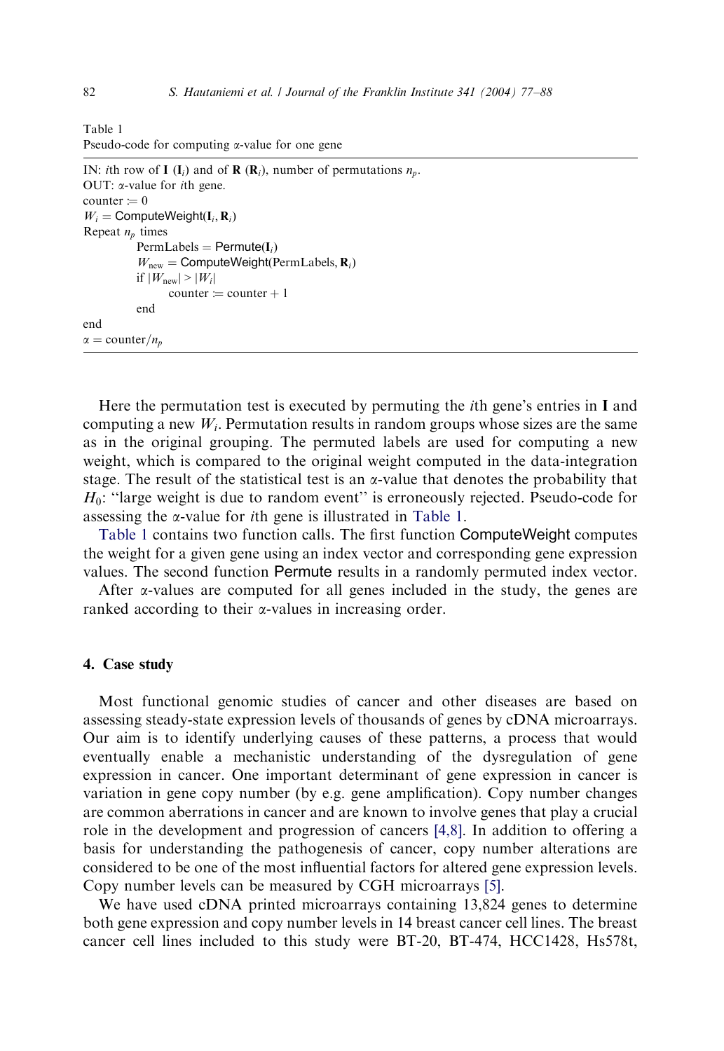Table 1
Pseudo-code for computing α-value for one gene

```
IN: ith row of I (I_i) and of R (R_i), number of permutations n_p.
OUT: α-value for ith gene.
counter := 0
W_i = ComputeWeight(I_i, R_i)
Repeat n_p times
        PermLabels = Permute(I_i)
        W_new = ComputeWeight(PermLabels, R_i)
        if |W_new| > |W_i|
              counter := counter + 1
        end
end
α = counter/n_p
```

Here the permutation test is executed by permuting the $i$th gene's entries in **I** and computing a new $W_i$. Permutation results in random groups whose sizes are the same as in the original grouping. The permuted labels are used for computing a new weight, which is compared to the original weight computed in the data-integration stage. The result of the statistical test is an $\alpha$-value that denotes the probability that $H_0$: "large weight is due to random event" is erroneously rejected. Pseudo-code for assessing the $\alpha$-value for $i$th gene is illustrated in Table 1.

Table 1 contains two function calls. The first function ComputeWeight computes the weight for a given gene using an index vector and corresponding gene expression values. The second function Permute results in a randomly permuted index vector.

After $\alpha$-values are computed for all genes included in the study, the genes are ranked according to their $\alpha$-values in increasing order.

## 4. Case study

Most functional genomic studies of cancer and other diseases are based on assessing steady-state expression levels of thousands of genes by cDNA microarrays. Our aim is to identify underlying causes of these patterns, a process that would eventually enable a mechanistic understanding of the dysregulation of gene expression in cancer. One important determinant of gene expression in cancer is variation in gene copy number (by e.g. gene amplification). Copy number changes are common aberrations in cancer and are known to involve genes that play a crucial role in the development and progression of cancers [4,8]. In addition to offering a basis for understanding the pathogenesis of cancer, copy number alterations are considered to be one of the most influential factors for altered gene expression levels. Copy number levels can be measured by CGH microarrays [5].

We have used cDNA printed microarrays containing 13,824 genes to determine both gene expression and copy number levels in 14 breast cancer cell lines. The breast cancer cell lines included to this study were BT-20, BT-474, HCC1428, Hs578t,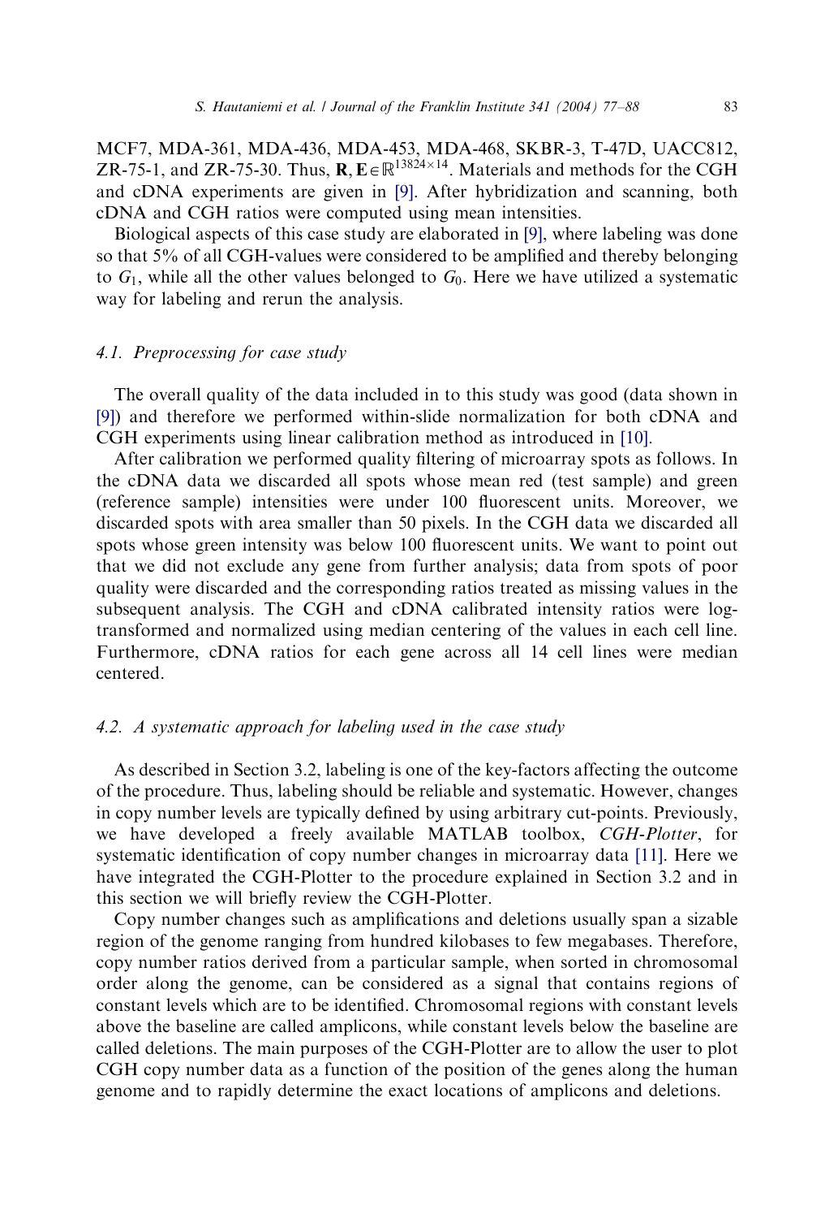MCF7, MDA-361, MDA-436, MDA-453, MDA-468, SKBR-3, T-47D, UACC812, ZR-75-1, and ZR-75-30. Thus, $\mathbf{R}, \mathbf{E} \in \mathbb{R}^{13824 \times 14}$. Materials and methods for the CGH and cDNA experiments are given in [9]. After hybridization and scanning, both cDNA and CGH ratios were computed using mean intensities.

Biological aspects of this case study are elaborated in [9], where labeling was done so that 5% of all CGH-values were considered to be amplified and thereby belonging to $G_1$, while all the other values belonged to $G_0$. Here we have utilized a systematic way for labeling and rerun the analysis.

### 4.1. Preprocessing for case study

The overall quality of the data included in to this study was good (data shown in [9]) and therefore we performed within-slide normalization for both cDNA and CGH experiments using linear calibration method as introduced in [10].

After calibration we performed quality filtering of microarray spots as follows. In the cDNA data we discarded all spots whose mean red (test sample) and green (reference sample) intensities were under 100 fluorescent units. Moreover, we discarded spots with area smaller than 50 pixels. In the CGH data we discarded all spots whose green intensity was below 100 fluorescent units. We want to point out that we did not exclude any gene from further analysis; data from spots of poor quality were discarded and the corresponding ratios treated as missing values in the subsequent analysis. The CGH and cDNA calibrated intensity ratios were log-transformed and normalized using median centering of the values in each cell line. Furthermore, cDNA ratios for each gene across all 14 cell lines were median centered.

### 4.2. A systematic approach for labeling used in the case study

As described in Section 3.2, labeling is one of the key-factors affecting the outcome of the procedure. Thus, labeling should be reliable and systematic. However, changes in copy number levels are typically defined by using arbitrary cut-points. Previously, we have developed a freely available MATLAB toolbox, *CGH-Plotter*, for systematic identification of copy number changes in microarray data [11]. Here we have integrated the CGH-Plotter to the procedure explained in Section 3.2 and in this section we will briefly review the CGH-Plotter.

Copy number changes such as amplifications and deletions usually span a sizable region of the genome ranging from hundred kilobases to few megabases. Therefore, copy number ratios derived from a particular sample, when sorted in chromosomal order along the genome, can be considered as a signal that contains regions of constant levels which are to be identified. Chromosomal regions with constant levels above the baseline are called amplicons, while constant levels below the baseline are called deletions. The main purposes of the CGH-Plotter are to allow the user to plot CGH copy number data as a function of the position of the genes along the human genome and to rapidly determine the exact locations of amplicons and deletions.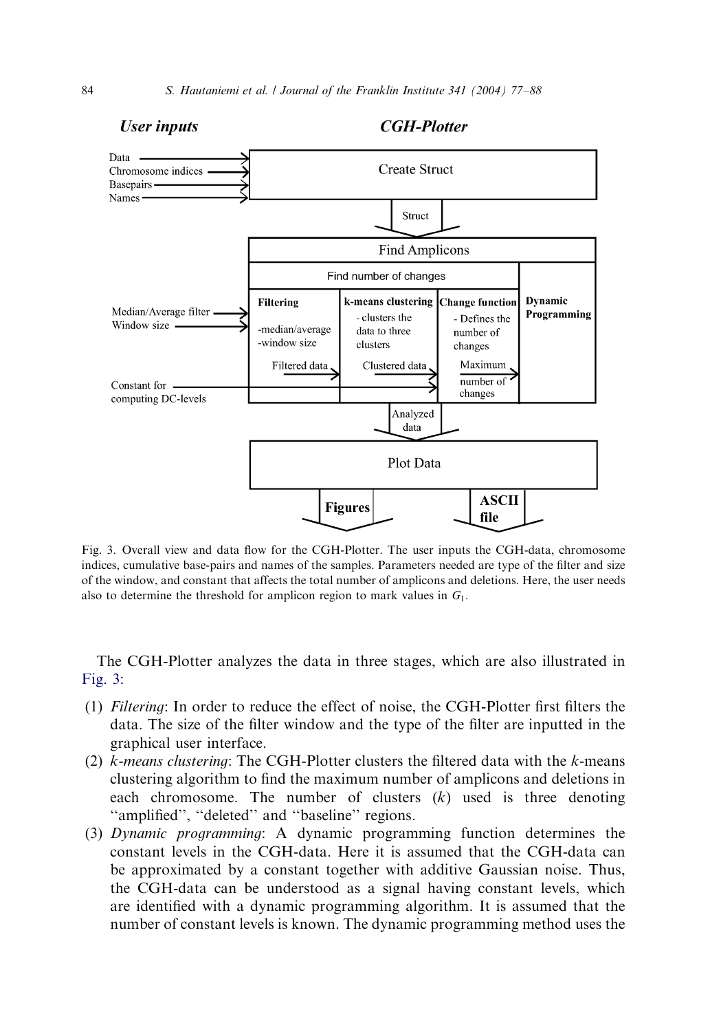Fig. 3. Overall view and data flow for the CGH-Plotter. The user inputs the CGH-data, chromosome indices, cumulative base-pairs and names of the samples. Parameters needed are type of the filter and size of the window, and constant that affects the total number of amplicons and deletions. Here, the user needs also to determine the threshold for amplicon region to mark values in $G_1$.

The CGH-Plotter analyzes the data in three stages, which are also illustrated in Fig. 3:

(1) *Filtering*: In order to reduce the effect of noise, the CGH-Plotter first filters the data. The size of the filter window and the type of the filter are inputted in the graphical user interface.

(2) *k-means clustering*: The CGH-Plotter clusters the filtered data with the *k*-means clustering algorithm to find the maximum number of amplicons and deletions in each chromosome. The number of clusters ($k$) used is three denoting "amplified", "deleted" and "baseline" regions.

(3) *Dynamic programming*: A dynamic programming function determines the constant levels in the CGH-data. Here it is assumed that the CGH-data can be approximated by a constant together with additive Gaussian noise. Thus, the CGH-data can be understood as a signal having constant levels, which are identified with a dynamic programming algorithm. It is assumed that the number of constant levels is known. The dynamic programming method uses the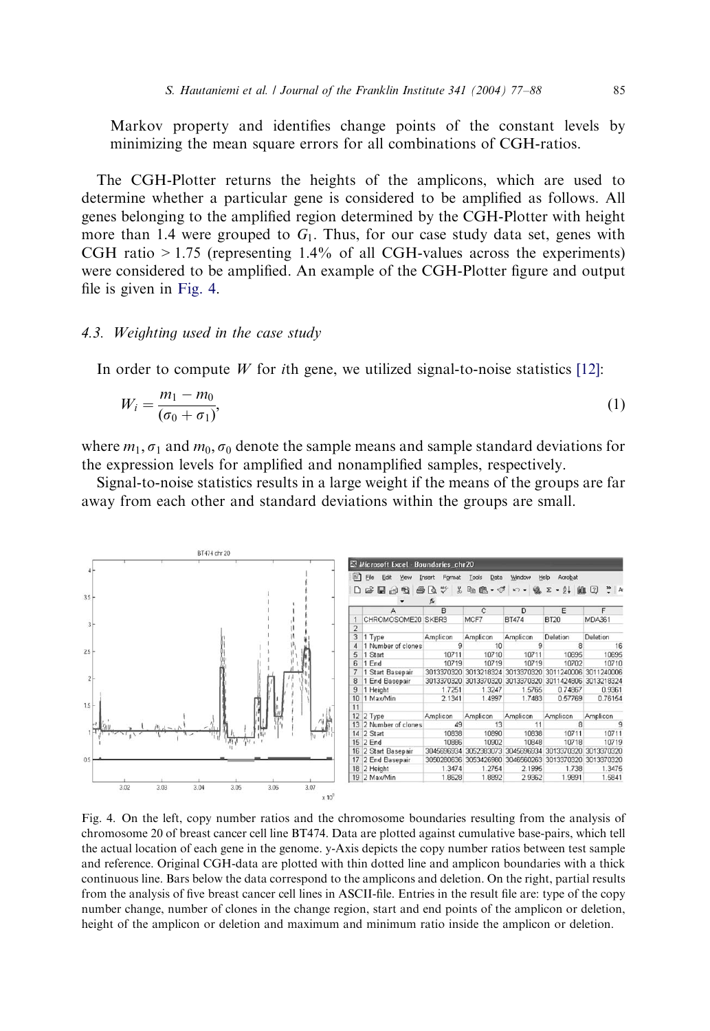Markov property and identifies change points of the constant levels by minimizing the mean square errors for all combinations of CGH-ratios.

The CGH-Plotter returns the heights of the amplicons, which are used to determine whether a particular gene is considered to be amplified as follows. All genes belonging to the amplified region determined by the CGH-Plotter with height more than 1.4 were grouped to $G_1$. Thus, for our case study data set, genes with CGH ratio $> 1.75$ (representing 1.4% of all CGH-values across the experiments) were considered to be amplified. An example of the CGH-Plotter figure and output file is given in Fig. 4.

### 4.3. Weighting used in the case study

In order to compute $W$ for $i$th gene, we utilized signal-to-noise statistics [12]:

$$W_i = \frac{m_1 - m_0}{(\sigma_0 + \sigma_1)}, \tag{1}$$

where $m_1, \sigma_1$ and $m_0, \sigma_0$ denote the sample means and sample standard deviations for the expression levels for amplified and nonamplified samples, respectively.

Signal-to-noise statistics results in a large weight if the means of the groups are far away from each other and standard deviations within the groups are small.

Fig. 4. On the left, copy number ratios and the chromosome boundaries resulting from the analysis of chromosome 20 of breast cancer cell line BT474. Data are plotted against cumulative base-pairs, which tell the actual location of each gene in the genome. y-Axis depicts the copy number ratios between test sample and reference. Original CGH-data are plotted with thin dotted line and amplicon boundaries with a thick continuous line. Bars below the data correspond to the amplicons and deletion. On the right, partial results from the analysis of five breast cancer cell lines in ASCII-file. Entries in the result file are: type of the copy number change, number of clones in the change region, start and end points of the amplicon or deletion, height of the amplicon or deletion and maximum and minimum ratio inside the amplicon or deletion.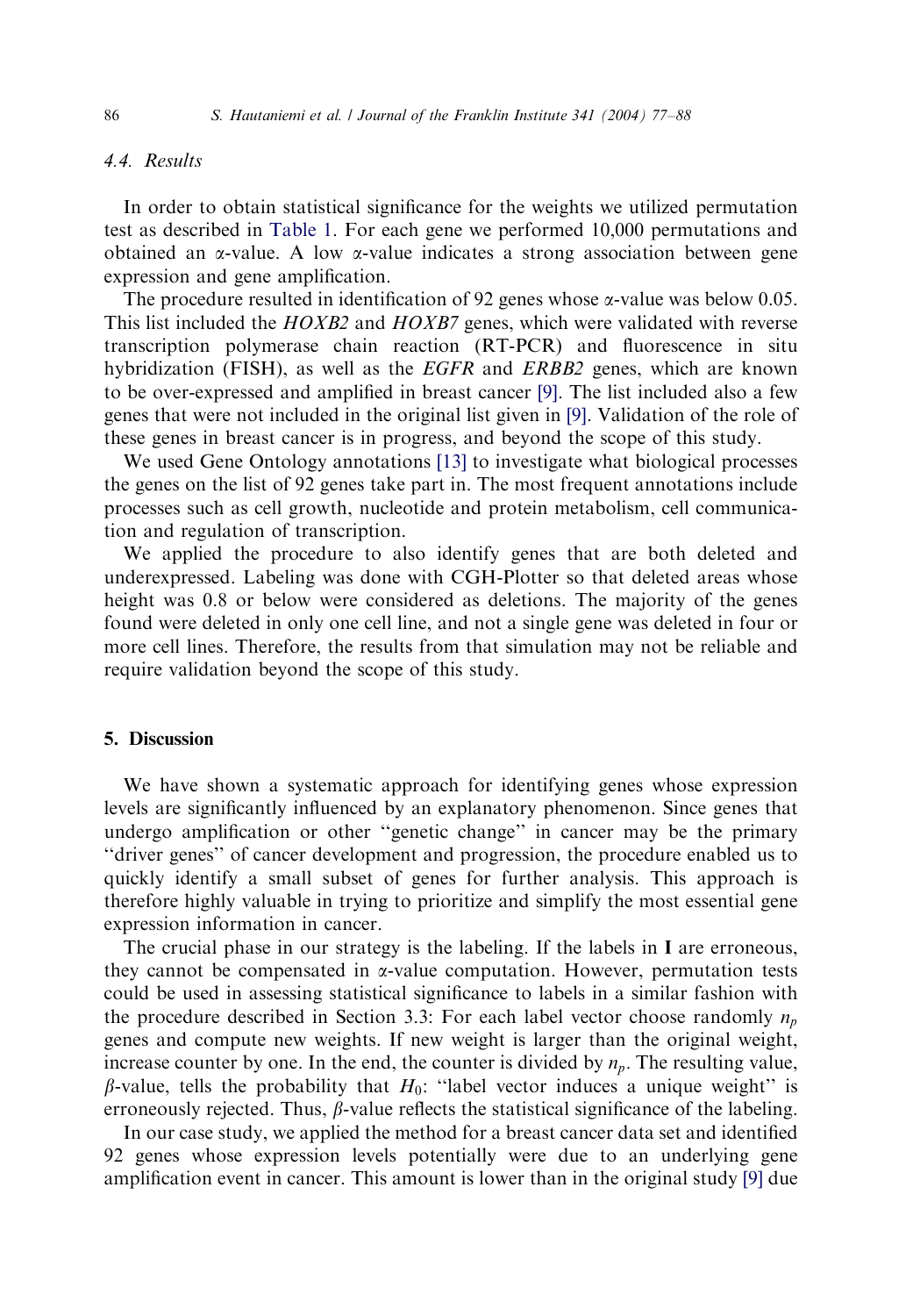### 4.4. Results

In order to obtain statistical significance for the weights we utilized permutation test as described in Table 1. For each gene we performed 10,000 permutations and obtained an $\alpha$-value. A low $\alpha$-value indicates a strong association between gene expression and gene amplification.

The procedure resulted in identification of 92 genes whose $\alpha$-value was below 0.05. This list included the *HOXB2* and *HOXB7* genes, which were validated with reverse transcription polymerase chain reaction (RT-PCR) and fluorescence in situ hybridization (FISH), as well as the *EGFR* and *ERBB2* genes, which are known to be over-expressed and amplified in breast cancer [9]. The list included also a few genes that were not included in the original list given in [9]. Validation of the role of these genes in breast cancer is in progress, and beyond the scope of this study.

We used Gene Ontology annotations [13] to investigate what biological processes the genes on the list of 92 genes take part in. The most frequent annotations include processes such as cell growth, nucleotide and protein metabolism, cell communication and regulation of transcription.

We applied the procedure to also identify genes that are both deleted and underexpressed. Labeling was done with CGH-Plotter so that deleted areas whose height was 0.8 or below were considered as deletions. The majority of the genes found were deleted in only one cell line, and not a single gene was deleted in four or more cell lines. Therefore, the results from that simulation may not be reliable and require validation beyond the scope of this study.

## 5. Discussion

We have shown a systematic approach for identifying genes whose expression levels are significantly influenced by an explanatory phenomenon. Since genes that undergo amplification or other "genetic change" in cancer may be the primary "driver genes" of cancer development and progression, the procedure enabled us to quickly identify a small subset of genes for further analysis. This approach is therefore highly valuable in trying to prioritize and simplify the most essential gene expression information in cancer.

The crucial phase in our strategy is the labeling. If the labels in **I** are erroneous, they cannot be compensated in $\alpha$-value computation. However, permutation tests could be used in assessing statistical significance to labels in a similar fashion with the procedure described in Section 3.3: For each label vector choose randomly $n_p$ genes and compute new weights. If new weight is larger than the original weight, increase counter by one. In the end, the counter is divided by $n_p$. The resulting value, $\beta$-value, tells the probability that $H_0$: "label vector induces a unique weight" is erroneously rejected. Thus, $\beta$-value reflects the statistical significance of the labeling.

In our case study, we applied the method for a breast cancer data set and identified 92 genes whose expression levels potentially were due to an underlying gene amplification event in cancer. This amount is lower than in the original study [9] due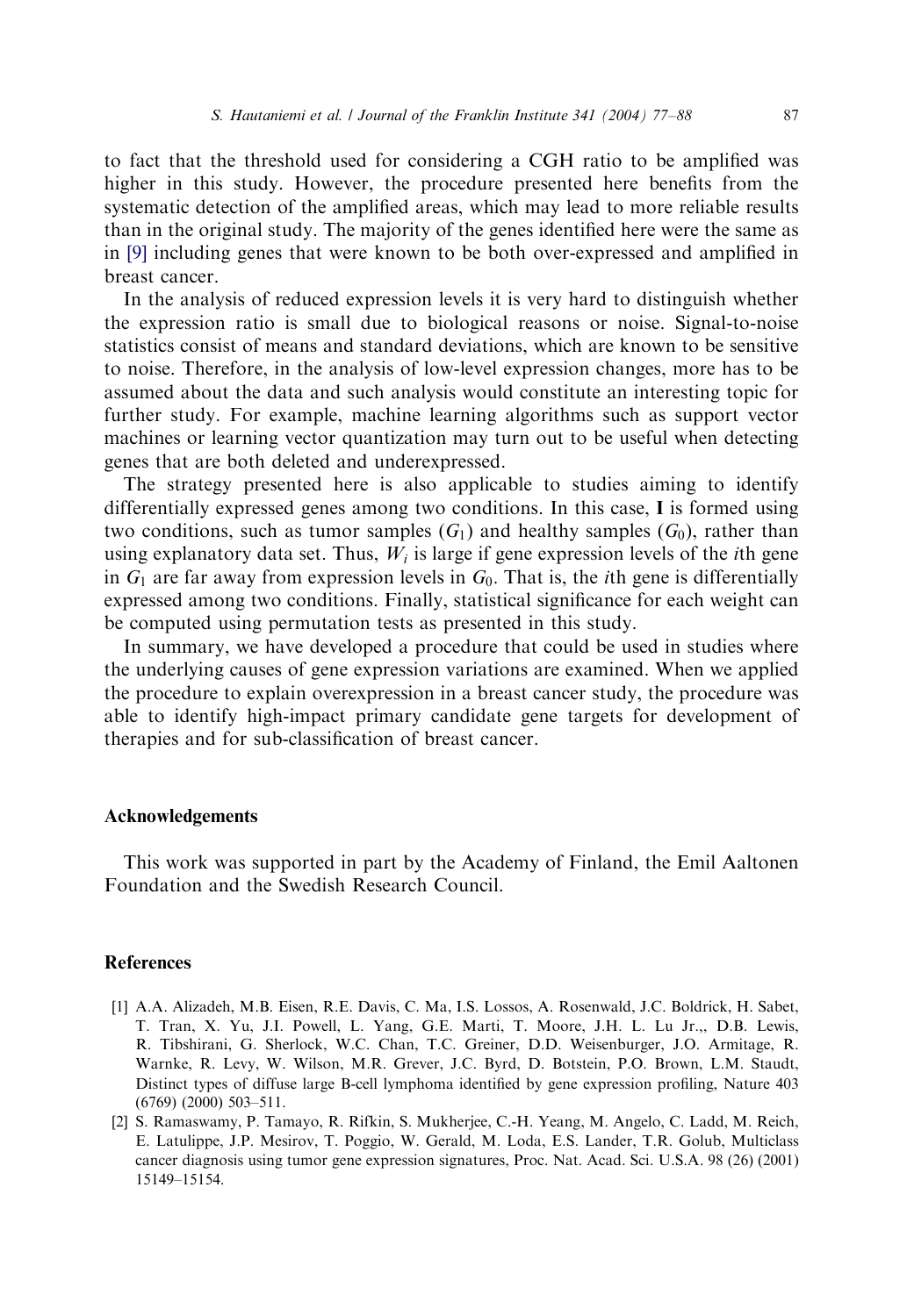to fact that the threshold used for considering a CGH ratio to be amplified was higher in this study. However, the procedure presented here benefits from the systematic detection of the amplified areas, which may lead to more reliable results than in the original study. The majority of the genes identified here were the same as in [9] including genes that were known to be both over-expressed and amplified in breast cancer.

In the analysis of reduced expression levels it is very hard to distinguish whether the expression ratio is small due to biological reasons or noise. Signal-to-noise statistics consist of means and standard deviations, which are known to be sensitive to noise. Therefore, in the analysis of low-level expression changes, more has to be assumed about the data and such analysis would constitute an interesting topic for further study. For example, machine learning algorithms such as support vector machines or learning vector quantization may turn out to be useful when detecting genes that are both deleted and underexpressed.

The strategy presented here is also applicable to studies aiming to identify differentially expressed genes among two conditions. In this case, $\mathbf{I}$ is formed using two conditions, such as tumor samples ($G_1$) and healthy samples ($G_0$), rather than using explanatory data set. Thus, $W_i$ is large if gene expression levels of the $i$th gene in $G_1$ are far away from expression levels in $G_0$. That is, the $i$th gene is differentially expressed among two conditions. Finally, statistical significance for each weight can be computed using permutation tests as presented in this study.

In summary, we have developed a procedure that could be used in studies where the underlying causes of gene expression variations are examined. When we applied the procedure to explain overexpression in a breast cancer study, the procedure was able to identify high-impact primary candidate gene targets for development of therapies and for sub-classification of breast cancer.

## Acknowledgements

This work was supported in part by the Academy of Finland, the Emil Aaltonen Foundation and the Swedish Research Council.

## References

[1] A.A. Alizadeh, M.B. Eisen, R.E. Davis, C. Ma, I.S. Lossos, A. Rosenwald, J.C. Boldrick, H. Sabet, T. Tran, X. Yu, J.I. Powell, L. Yang, G.E. Marti, T. Moore, J.H. L. Lu Jr.,, D.B. Lewis, R. Tibshirani, G. Sherlock, W.C. Chan, T.C. Greiner, D.D. Weisenburger, J.O. Armitage, R. Warnke, R. Levy, W. Wilson, M.R. Grever, J.C. Byrd, D. Botstein, P.O. Brown, L.M. Staudt, Distinct types of diffuse large B-cell lymphoma identified by gene expression profiling, Nature 403 (6769) (2000) 503–511.

[2] S. Ramaswamy, P. Tamayo, R. Rifkin, S. Mukherjee, C.-H. Yeang, M. Angelo, C. Ladd, M. Reich, E. Latulippe, J.P. Mesirov, T. Poggio, W. Gerald, M. Loda, E.S. Lander, T.R. Golub, Multiclass cancer diagnosis using tumor gene expression signatures, Proc. Nat. Acad. Sci. U.S.A. 98 (26) (2001) 15149–15154.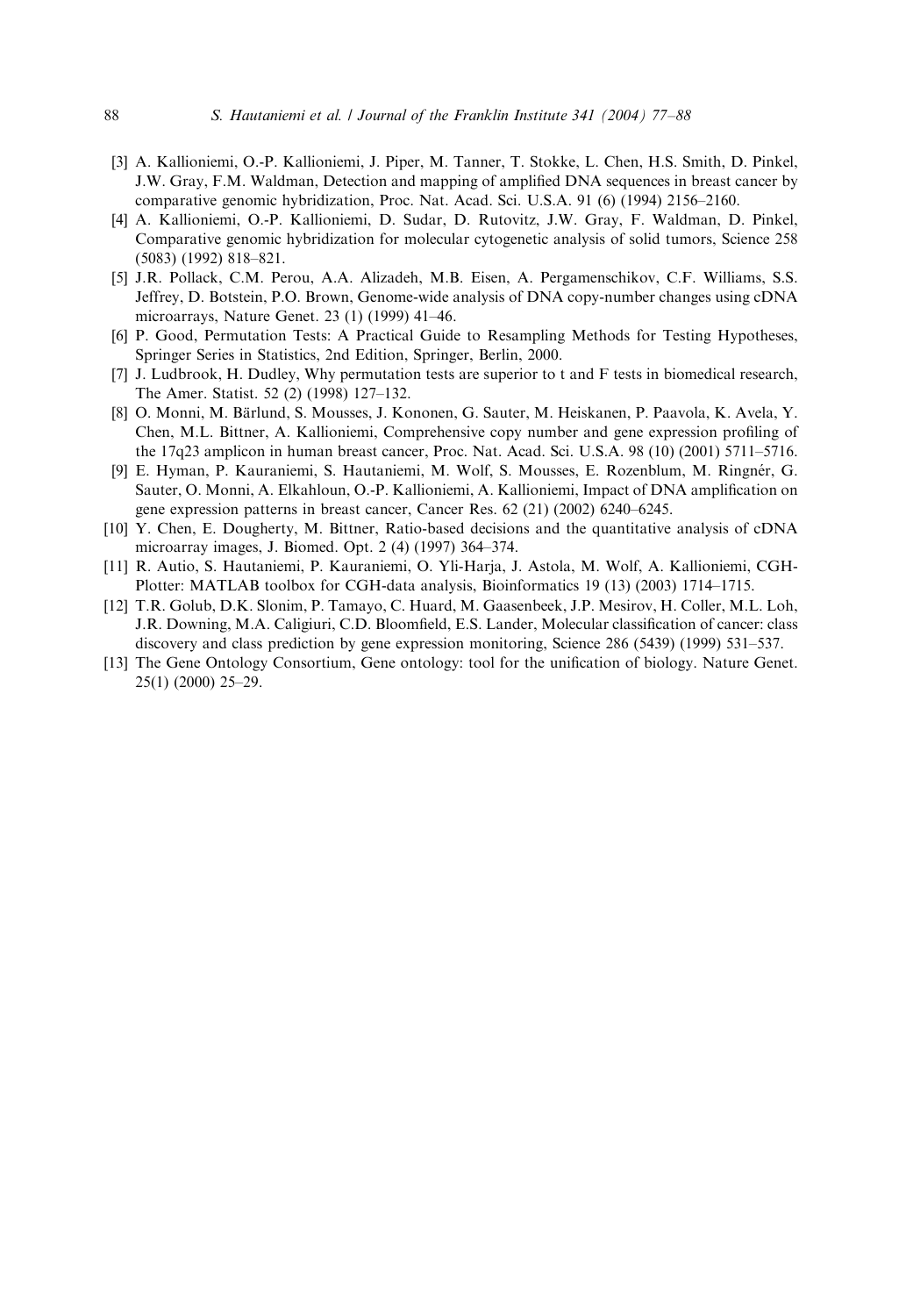[3] A. Kallioniemi, O.-P. Kallioniemi, J. Piper, M. Tanner, T. Stokke, L. Chen, H.S. Smith, D. Pinkel, J.W. Gray, F.M. Waldman, Detection and mapping of amplified DNA sequences in breast cancer by comparative genomic hybridization, Proc. Nat. Acad. Sci. U.S.A. 91 (6) (1994) 2156–2160.

[4] A. Kallioniemi, O.-P. Kallioniemi, D. Sudar, D. Rutovitz, J.W. Gray, F. Waldman, D. Pinkel, Comparative genomic hybridization for molecular cytogenetic analysis of solid tumors, Science 258 (5083) (1992) 818–821.

[5] J.R. Pollack, C.M. Perou, A.A. Alizadeh, M.B. Eisen, A. Pergamenschikov, C.F. Williams, S.S. Jeffrey, D. Botstein, P.O. Brown, Genome-wide analysis of DNA copy-number changes using cDNA microarrays, Nature Genet. 23 (1) (1999) 41–46.

[6] P. Good, Permutation Tests: A Practical Guide to Resampling Methods for Testing Hypotheses, Springer Series in Statistics, 2nd Edition, Springer, Berlin, 2000.

[7] J. Ludbrook, H. Dudley, Why permutation tests are superior to t and F tests in biomedical research, The Amer. Statist. 52 (2) (1998) 127–132.

[8] O. Monni, M. Bärlund, S. Mousses, J. Kononen, G. Sauter, M. Heiskanen, P. Paavola, K. Avela, Y. Chen, M.L. Bittner, A. Kallioniemi, Comprehensive copy number and gene expression profiling of the 17q23 amplicon in human breast cancer, Proc. Nat. Acad. Sci. U.S.A. 98 (10) (2001) 5711–5716.

[9] E. Hyman, P. Kauraniemi, S. Hautaniemi, M. Wolf, S. Mousses, E. Rozenblum, M. Ringnér, G. Sauter, O. Monni, A. Elkahloun, O.-P. Kallioniemi, A. Kallioniemi, Impact of DNA amplification on gene expression patterns in breast cancer, Cancer Res. 62 (21) (2002) 6240–6245.

[10] Y. Chen, E. Dougherty, M. Bittner, Ratio-based decisions and the quantitative analysis of cDNA microarray images, J. Biomed. Opt. 2 (4) (1997) 364–374.

[11] R. Autio, S. Hautaniemi, P. Kauraniemi, O. Yli-Harja, J. Astola, M. Wolf, A. Kallioniemi, CGH-Plotter: MATLAB toolbox for CGH-data analysis, Bioinformatics 19 (13) (2003) 1714–1715.

[12] T.R. Golub, D.K. Slonim, P. Tamayo, C. Huard, M. Gaasenbeek, J.P. Mesirov, H. Coller, M.L. Loh, J.R. Downing, M.A. Caligiuri, C.D. Bloomfield, E.S. Lander, Molecular classification of cancer: class discovery and class prediction by gene expression monitoring, Science 286 (5439) (1999) 531–537.

[13] The Gene Ontology Consortium, Gene ontology: tool for the unification of biology. Nature Genet. 25(1) (2000) 25–29.